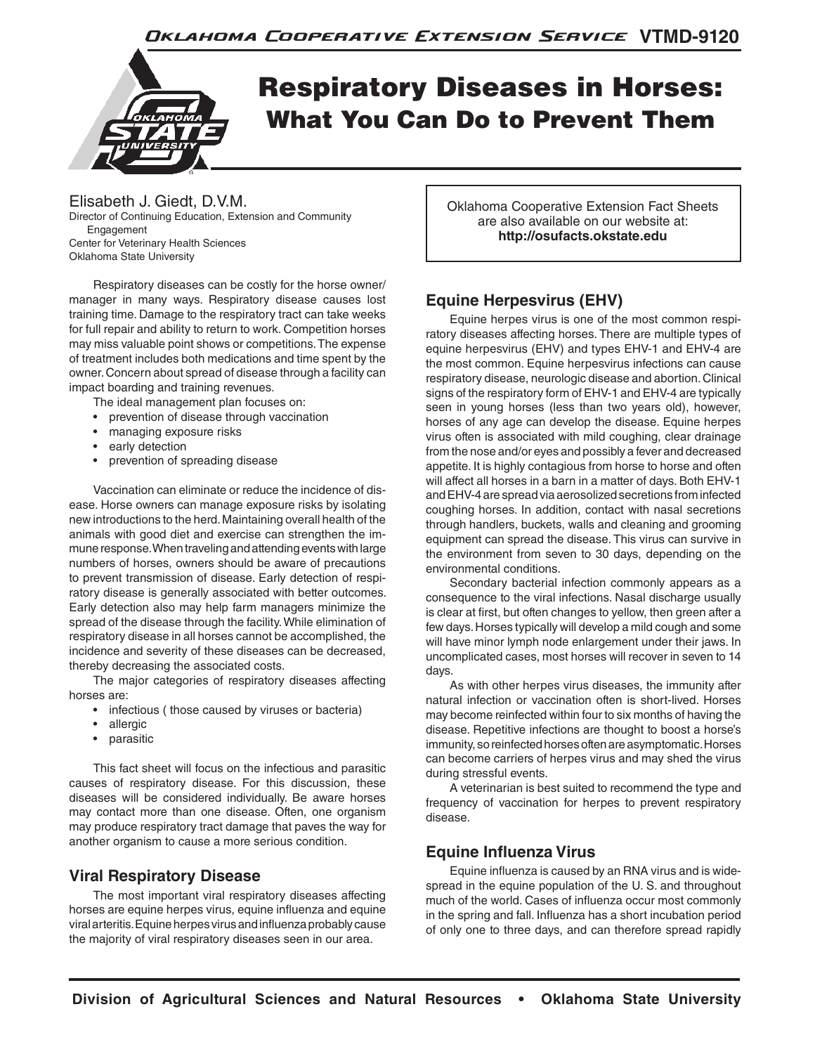# Respiratory Diseases in Horses: What You Can Do to Prevent Them

Elisabeth J. Giedt, D.V.M.
Director of Continuing Education, Extension and Community Engagement
Center for Veterinary Health Sciences
Oklahoma State University

Oklahoma Cooperative Extension Fact Sheets are also available on our website at: **http://osufacts.okstate.edu**

Respiratory diseases can be costly for the horse owner/manager in many ways. Respiratory disease causes lost training time. Damage to the respiratory tract can take weeks for full repair and ability to return to work. Competition horses may miss valuable point shows or competitions. The expense of treatment includes both medications and time spent by the owner. Concern about spread of disease through a facility can impact boarding and training revenues.

The ideal management plan focuses on:

- prevention of disease through vaccination
- managing exposure risks
- early detection
- prevention of spreading disease

Vaccination can eliminate or reduce the incidence of disease. Horse owners can manage exposure risks by isolating new introductions to the herd. Maintaining overall health of the animals with good diet and exercise can strengthen the immune response. When traveling and attending events with large numbers of horses, owners should be aware of precautions to prevent transmission of disease. Early detection of respiratory disease is generally associated with better outcomes. Early detection also may help farm managers minimize the spread of the disease through the facility. While elimination of respiratory disease in all horses cannot be accomplished, the incidence and severity of these diseases can be decreased, thereby decreasing the associated costs.

The major categories of respiratory diseases affecting horses are:

- infectious ( those caused by viruses or bacteria)
- allergic
- parasitic

This fact sheet will focus on the infectious and parasitic causes of respiratory disease. For this discussion, these diseases will be considered individually. Be aware horses may contact more than one disease. Often, one organism may produce respiratory tract damage that paves the way for another organism to cause a more serious condition.

## Viral Respiratory Disease

The most important viral respiratory diseases affecting horses are equine herpes virus, equine influenza and equine viral arteritis. Equine herpes virus and influenza probably cause the majority of viral respiratory diseases seen in our area.

## Equine Herpesvirus (EHV)

Equine herpes virus is one of the most common respiratory diseases affecting horses. There are multiple types of equine herpesvirus (EHV) and types EHV-1 and EHV-4 are the most common. Equine herpesvirus infections can cause respiratory disease, neurologic disease and abortion. Clinical signs of the respiratory form of EHV-1 and EHV-4 are typically seen in young horses (less than two years old), however, horses of any age can develop the disease. Equine herpes virus often is associated with mild coughing, clear drainage from the nose and/or eyes and possibly a fever and decreased appetite. It is highly contagious from horse to horse and often will affect all horses in a barn in a matter of days. Both EHV-1 and EHV-4 are spread via aerosolized secretions from infected coughing horses. In addition, contact with nasal secretions through handlers, buckets, walls and cleaning and grooming equipment can spread the disease. This virus can survive in the environment from seven to 30 days, depending on the environmental conditions.

Secondary bacterial infection commonly appears as a consequence to the viral infections. Nasal discharge usually is clear at first, but often changes to yellow, then green after a few days. Horses typically will develop a mild cough and some will have minor lymph node enlargement under their jaws. In uncomplicated cases, most horses will recover in seven to 14 days.

As with other herpes virus diseases, the immunity after natural infection or vaccination often is short-lived. Horses may become reinfected within four to six months of having the disease. Repetitive infections are thought to boost a horse's immunity, so reinfected horses often are asymptomatic. Horses can become carriers of herpes virus and may shed the virus during stressful events.

A veterinarian is best suited to recommend the type and frequency of vaccination for herpes to prevent respiratory disease.

## Equine Influenza Virus

Equine influenza is caused by an RNA virus and is widespread in the equine population of the U. S. and throughout much of the world. Cases of influenza occur most commonly in the spring and fall. Influenza has a short incubation period of only one to three days, and can therefore spread rapidly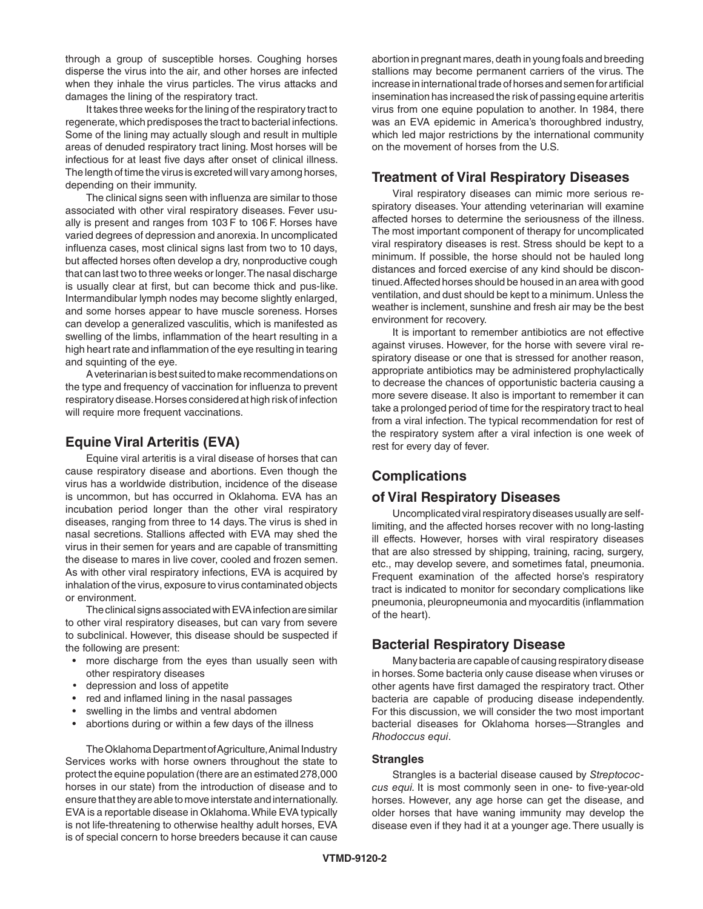through a group of susceptible horses. Coughing horses disperse the virus into the air, and other horses are infected when they inhale the virus particles. The virus attacks and damages the lining of the respiratory tract.

It takes three weeks for the lining of the respiratory tract to regenerate, which predisposes the tract to bacterial infections. Some of the lining may actually slough and result in multiple areas of denuded respiratory tract lining. Most horses will be infectious for at least five days after onset of clinical illness. The length of time the virus is excreted will vary among horses, depending on their immunity.

The clinical signs seen with influenza are similar to those associated with other viral respiratory diseases. Fever usually is present and ranges from 103 F to 106 F. Horses have varied degrees of depression and anorexia. In uncomplicated influenza cases, most clinical signs last from two to 10 days, but affected horses often develop a dry, nonproductive cough that can last two to three weeks or longer. The nasal discharge is usually clear at first, but can become thick and pus-like. Intermandibular lymph nodes may become slightly enlarged, and some horses appear to have muscle soreness. Horses can develop a generalized vasculitis, which is manifested as swelling of the limbs, inflammation of the heart resulting in a high heart rate and inflammation of the eye resulting in tearing and squinting of the eye.

A veterinarian is best suited to make recommendations on the type and frequency of vaccination for influenza to prevent respiratory disease. Horses considered at high risk of infection will require more frequent vaccinations.

## Equine Viral Arteritis (EVA)

Equine viral arteritis is a viral disease of horses that can cause respiratory disease and abortions. Even though the virus has a worldwide distribution, incidence of the disease is uncommon, but has occurred in Oklahoma. EVA has an incubation period longer than the other viral respiratory diseases, ranging from three to 14 days. The virus is shed in nasal secretions. Stallions affected with EVA may shed the virus in their semen for years and are capable of transmitting the disease to mares in live cover, cooled and frozen semen. As with other viral respiratory infections, EVA is acquired by inhalation of the virus, exposure to virus contaminated objects or environment.

The clinical signs associated with EVA infection are similar to other viral respiratory diseases, but can vary from severe to subclinical. However, this disease should be suspected if the following are present:

- more discharge from the eyes than usually seen with other respiratory diseases
- depression and loss of appetite
- red and inflamed lining in the nasal passages
- swelling in the limbs and ventral abdomen
- abortions during or within a few days of the illness

The Oklahoma Department of Agriculture, Animal Industry Services works with horse owners throughout the state to protect the equine population (there are an estimated 278,000 horses in our state) from the introduction of disease and to ensure that they are able to move interstate and internationally. EVA is a reportable disease in Oklahoma. While EVA typically is not life-threatening to otherwise healthy adult horses, EVA is of special concern to horse breeders because it can cause abortion in pregnant mares, death in young foals and breeding stallions may become permanent carriers of the virus. The increase in international trade of horses and semen for artificial insemination has increased the risk of passing equine arteritis virus from one equine population to another. In 1984, there was an EVA epidemic in America's thoroughbred industry, which led major restrictions by the international community on the movement of horses from the U.S.

## Treatment of Viral Respiratory Diseases

Viral respiratory diseases can mimic more serious respiratory diseases. Your attending veterinarian will examine affected horses to determine the seriousness of the illness. The most important component of therapy for uncomplicated viral respiratory diseases is rest. Stress should be kept to a minimum. If possible, the horse should not be hauled long distances and forced exercise of any kind should be discontinued. Affected horses should be housed in an area with good ventilation, and dust should be kept to a minimum. Unless the weather is inclement, sunshine and fresh air may be the best environment for recovery.

It is important to remember antibiotics are not effective against viruses. However, for the horse with severe viral respiratory disease or one that is stressed for another reason, appropriate antibiotics may be administered prophylactically to decrease the chances of opportunistic bacteria causing a more severe disease. It also is important to remember it can take a prolonged period of time for the respiratory tract to heal from a viral infection. The typical recommendation for rest of the respiratory system after a viral infection is one week of rest for every day of fever.

## Complications of Viral Respiratory Diseases

Uncomplicated viral respiratory diseases usually are self-limiting, and the affected horses recover with no long-lasting ill effects. However, horses with viral respiratory diseases that are also stressed by shipping, training, racing, surgery, etc., may develop severe, and sometimes fatal, pneumonia. Frequent examination of the affected horse's respiratory tract is indicated to monitor for secondary complications like pneumonia, pleuropneumonia and myocarditis (inflammation of the heart).

## Bacterial Respiratory Disease

Many bacteria are capable of causing respiratory disease in horses. Some bacteria only cause disease when viruses or other agents have first damaged the respiratory tract. Other bacteria are capable of producing disease independently. For this discussion, we will consider the two most important bacterial diseases for Oklahoma horses—Strangles and *Rhodoccus equi*.

### Strangles

Strangles is a bacterial disease caused by *Streptococcus equi.* It is most commonly seen in one- to five-year-old horses. However, any age horse can get the disease, and older horses that have waning immunity may develop the disease even if they had it at a younger age. There usually is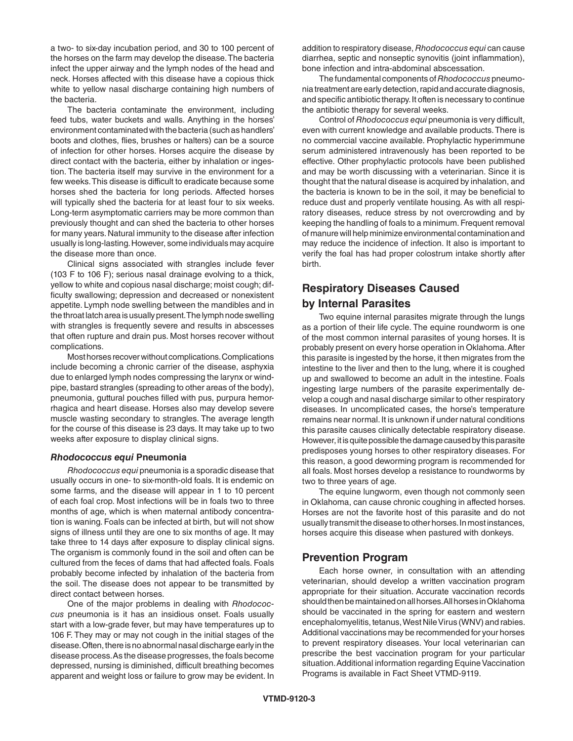a two- to six-day incubation period, and 30 to 100 percent of the horses on the farm may develop the disease. The bacteria infect the upper airway and the lymph nodes of the head and neck. Horses affected with this disease have a copious thick white to yellow nasal discharge containing high numbers of the bacteria.

The bacteria contaminate the environment, including feed tubs, water buckets and walls. Anything in the horses' environment contaminated with the bacteria (such as handlers' boots and clothes, flies, brushes or halters) can be a source of infection for other horses. Horses acquire the disease by direct contact with the bacteria, either by inhalation or ingestion. The bacteria itself may survive in the environment for a few weeks. This disease is difficult to eradicate because some horses shed the bacteria for long periods. Affected horses will typically shed the bacteria for at least four to six weeks. Long-term asymptomatic carriers may be more common than previously thought and can shed the bacteria to other horses for many years. Natural immunity to the disease after infection usually is long-lasting. However, some individuals may acquire the disease more than once.

Clinical signs associated with strangles include fever (103 F to 106 F); serious nasal drainage evolving to a thick, yellow to white and copious nasal discharge; moist cough; difficulty swallowing; depression and decreased or nonexistent appetite. Lymph node swelling between the mandibles and in the throatlatch area is usually present. The lymph node swelling with strangles is frequently severe and results in abscesses that often rupture and drain pus. Most horses recover without complications.

Most horses recover without complications. Complications include becoming a chronic carrier of the disease, asphyxia due to enlarged lymph nodes compressing the larynx or windpipe, bastard strangles (spreading to other areas of the body), pneumonia, guttural pouches filled with pus, purpura hemorrhagica and heart disease. Horses also may develop severe muscle wasting secondary to strangles. The average length for the course of this disease is 23 days. It may take up to two weeks after exposure to display clinical signs.

### *Rhodococcus equi* Pneumonia

*Rhodococcus equi* pneumonia is a sporadic disease that usually occurs in one- to six-month-old foals. It is endemic on some farms, and the disease will appear in 1 to 10 percent of each foal crop. Most infections will be in foals two to three months of age, which is when maternal antibody concentration is waning. Foals can be infected at birth, but will not show signs of illness until they are one to six months of age. It may take three to 14 days after exposure to display clinical signs. The organism is commonly found in the soil and often can be cultured from the feces of dams that had affected foals. Foals probably become infected by inhalation of the bacteria from the soil. The disease does not appear to be transmitted by direct contact between horses.

One of the major problems in dealing with *Rhodococcus* pneumonia is it has an insidious onset. Foals usually start with a low-grade fever, but may have temperatures up to 106 F. They may or may not cough in the initial stages of the disease. Often, there is no abnormal nasal discharge early in the disease process. As the disease progresses, the foals become depressed, nursing is diminished, difficult breathing becomes apparent and weight loss or failure to grow may be evident. In addition to respiratory disease, *Rhodococcus equi* can cause diarrhea, septic and nonseptic synovitis (joint inflammation), bone infection and intra-abdominal abscessation.

The fundamental components of *Rhodococcus* pneumonia treatment are early detection, rapid and accurate diagnosis, and specific antibiotic therapy. It often is necessary to continue the antibiotic therapy for several weeks.

Control of *Rhodococcus equi* pneumonia is very difficult, even with current knowledge and available products. There is no commercial vaccine available. Prophylactic hyperimmune serum administered intravenously has been reported to be effective. Other prophylactic protocols have been published and may be worth discussing with a veterinarian. Since it is thought that the natural disease is acquired by inhalation, and the bacteria is known to be in the soil, it may be beneficial to reduce dust and properly ventilate housing. As with all respiratory diseases, reduce stress by not overcrowding and by keeping the handling of foals to a minimum. Frequent removal of manure will help minimize environmental contamination and may reduce the incidence of infection. It also is important to verify the foal has had proper colostrum intake shortly after birth.

## Respiratory Diseases Caused by Internal Parasites

Two equine internal parasites migrate through the lungs as a portion of their life cycle. The equine roundworm is one of the most common internal parasites of young horses. It is probably present on every horse operation in Oklahoma. After this parasite is ingested by the horse, it then migrates from the intestine to the liver and then to the lung, where it is coughed up and swallowed to become an adult in the intestine. Foals ingesting large numbers of the parasite experimentally develop a cough and nasal discharge similar to other respiratory diseases. In uncomplicated cases, the horse's temperature remains near normal. It is unknown if under natural conditions this parasite causes clinically detectable respiratory disease. However, it is quite possible the damage caused by this parasite predisposes young horses to other respiratory diseases. For this reason, a good deworming program is recommended for all foals. Most horses develop a resistance to roundworms by two to three years of age.

The equine lungworm, even though not commonly seen in Oklahoma, can cause chronic coughing in affected horses. Horses are not the favorite host of this parasite and do not usually transmit the disease to other horses. In most instances, horses acquire this disease when pastured with donkeys.

## Prevention Program

Each horse owner, in consultation with an attending veterinarian, should develop a written vaccination program appropriate for their situation. Accurate vaccination records should then be maintained on all horses. All horses in Oklahoma should be vaccinated in the spring for eastern and western encephalomyelitis, tetanus, West Nile Virus (WNV) and rabies. Additional vaccinations may be recommended for your horses to prevent respiratory diseases. Your local veterinarian can prescribe the best vaccination program for your particular situation. Additional information regarding Equine Vaccination Programs is available in Fact Sheet VTMD-9119.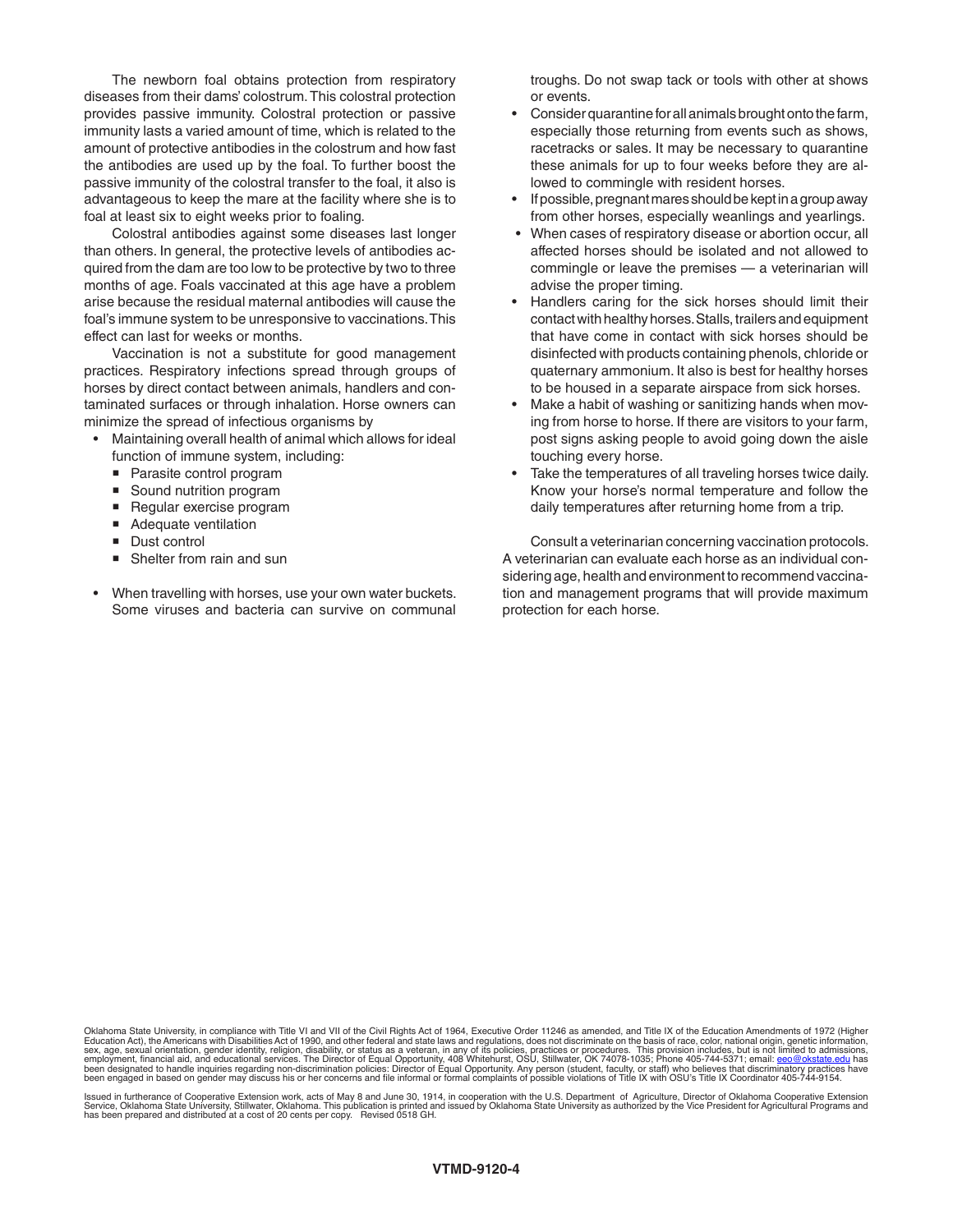The newborn foal obtains protection from respiratory diseases from their dams' colostrum. This colostral protection provides passive immunity. Colostral protection or passive immunity lasts a varied amount of time, which is related to the amount of protective antibodies in the colostrum and how fast the antibodies are used up by the foal. To further boost the passive immunity of the colostral transfer to the foal, it also is advantageous to keep the mare at the facility where she is to foal at least six to eight weeks prior to foaling.

Colostral antibodies against some diseases last longer than others. In general, the protective levels of antibodies acquired from the dam are too low to be protective by two to three months of age. Foals vaccinated at this age have a problem arise because the residual maternal antibodies will cause the foal's immune system to be unresponsive to vaccinations. This effect can last for weeks or months.

Vaccination is not a substitute for good management practices. Respiratory infections spread through groups of horses by direct contact between animals, handlers and contaminated surfaces or through inhalation. Horse owners can minimize the spread of infectious organisms by

- Maintaining overall health of animal which allows for ideal function of immune system, including:
  - Parasite control program
  - Sound nutrition program
  - Regular exercise program
  - Adequate ventilation
  - Dust control
  - Shelter from rain and sun
- When travelling with horses, use your own water buckets. Some viruses and bacteria can survive on communal troughs. Do not swap tack or tools with other at shows or events.
- Consider quarantine for all animals brought onto the farm, especially those returning from events such as shows, racetracks or sales. It may be necessary to quarantine these animals for up to four weeks before they are allowed to commingle with resident horses.
- If possible, pregnant mares should be kept in a group away from other horses, especially weanlings and yearlings.
- When cases of respiratory disease or abortion occur, all affected horses should be isolated and not allowed to commingle or leave the premises — a veterinarian will advise the proper timing.
- Handlers caring for the sick horses should limit their contact with healthy horses. Stalls, trailers and equipment that have come in contact with sick horses should be disinfected with products containing phenols, chloride or quaternary ammonium. It also is best for healthy horses to be housed in a separate airspace from sick horses.
- Make a habit of washing or sanitizing hands when moving from horse to horse. If there are visitors to your farm, post signs asking people to avoid going down the aisle touching every horse.
- Take the temperatures of all traveling horses twice daily. Know your horse's normal temperature and follow the daily temperatures after returning home from a trip.

Consult a veterinarian concerning vaccination protocols. A veterinarian can evaluate each horse as an individual considering age, health and environment to recommend vaccination and management programs that will provide maximum protection for each horse.

Oklahoma State University, in compliance with Title VI and VII of the Civil Rights Act of 1964, Executive Order 11246 as amended, and Title IX of the Education Amendments of 1972 (Higher Education Act), the Americans with Disabilities Act of 1990, and other federal and state laws and regulations, does not discriminate on the basis of race, color, national origin, genetic information, sex, age, sexual orientation, gender identity, religion, disability, or status as a veteran, in any of its policies, practices or procedures. This provision includes, but is not limited to admissions, employment, financial aid, and educational services. The Director of Equal Opportunity, 408 Whitehurst, OSU, Stillwater, OK 74078-1035; Phone 405-744-5371; email: eeo@okstate.edu has been designated to handle inquiries regarding non-discrimination policies: Director of Equal Opportunity. Any person (student, faculty, or staff) who believes that discriminatory practices have been engaged in based on gender may discuss his or her concerns and file informal or formal complaints of possible violations of Title IX with OSU's Title IX Coordinator 405-744-9154.

Issued in furtherance of Cooperative Extension work, acts of May 8 and June 30, 1914, in cooperation with the U.S. Department of Agriculture, Director of Oklahoma Cooperative Extension Service, Oklahoma State University, Stillwater, Oklahoma. This publication is printed and issued by Oklahoma State University as authorized by the Vice President for Agricultural Programs and has been prepared and distributed at a cost of 20 cents per copy. Revised 0518 GH.